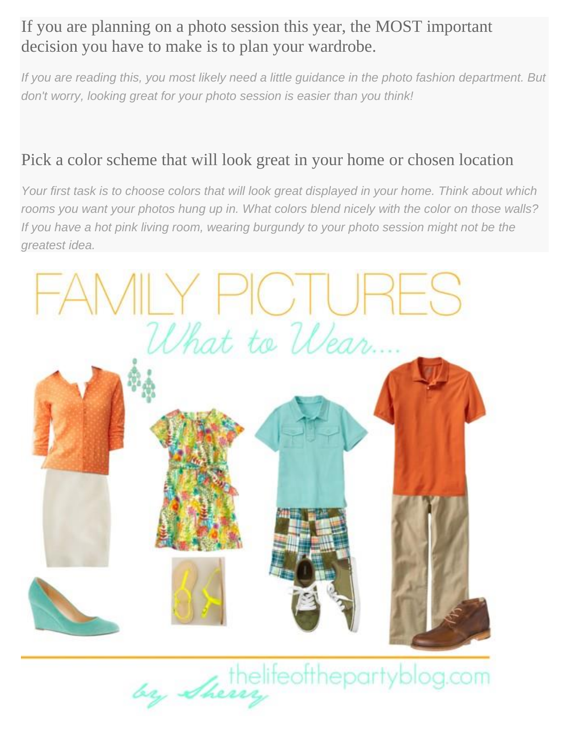## If you are planning on a photo session this year, the MOST important decision you have to make is to plan your wardrobe.

*If you are reading this, you most likely need a little guidance in the photo fashion department. But don't worry, looking great for your photo session is easier than you think!*

## Pick a color scheme that will look great in your home or chosen location

*Your first task is to choose colors that will look great displayed in your home. Think about which rooms you want your photos hung up in. What colors blend nicely with the color on those walls? If you have a hot pink living room, wearing burgundy to your photo session might not be the greatest idea.*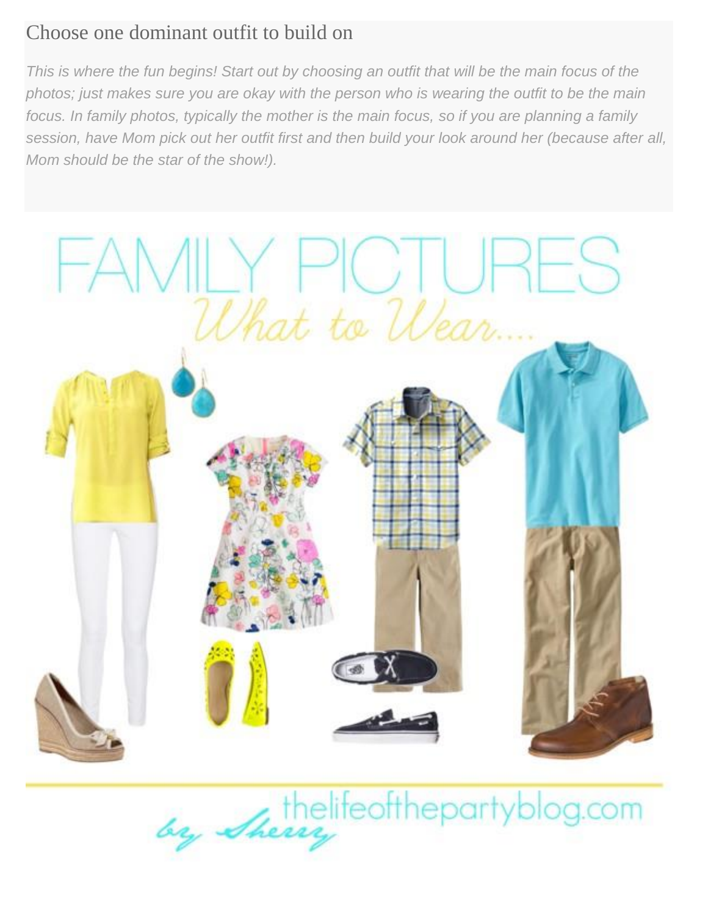## Choose one dominant outfit to build on

*This is where the fun begins! Start out by choosing an outfit that will be the main focus of the photos; just makes sure you are okay with the person who is wearing the outfit to be the main focus. In family photos, typically the mother is the main focus, so if you are planning a family session, have Mom pick out her outfit first and then build your look around her (because after all, Mom should be the star of the show!).*

FAMILY PICTURES

*What to Wear....*

*by Sherry* thelifeofthepartyblog.com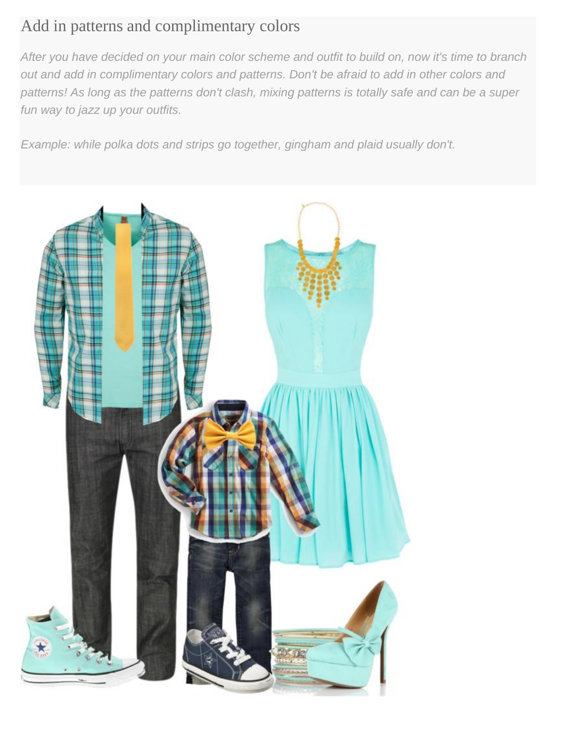## Add in patterns and complimentary colors

*After you have decided on your main color scheme and outfit to build on, now it's time to branch out and add in complimentary colors and patterns. Don't be afraid to add in other colors and patterns! As long as the patterns don't clash, mixing patterns is totally safe and can be a super fun way to jazz up your outfits.*

*Example: while polka dots and strips go together, gingham and plaid usually don't.*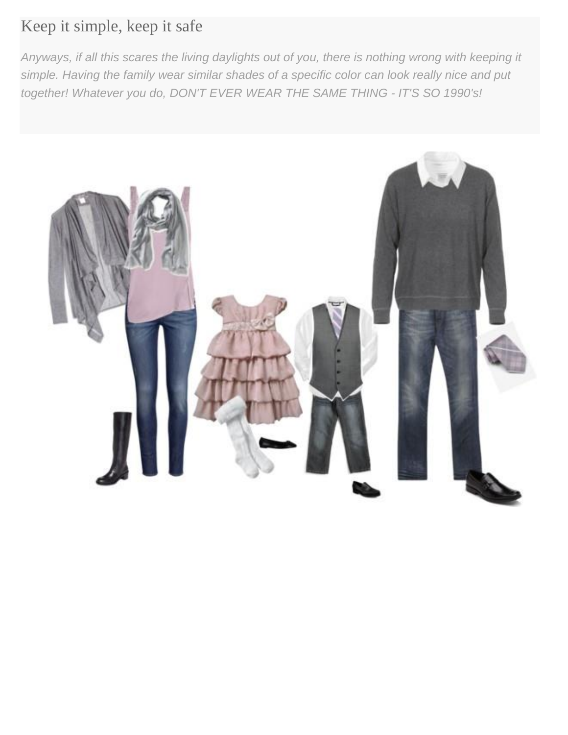## Keep it simple, keep it safe

*Anyways, if all this scares the living daylights out of you, there is nothing wrong with keeping it simple. Having the family wear similar shades of a specific color can look really nice and put together! Whatever you do, DON'T EVER WEAR THE SAME THING - IT'S SO 1990's!*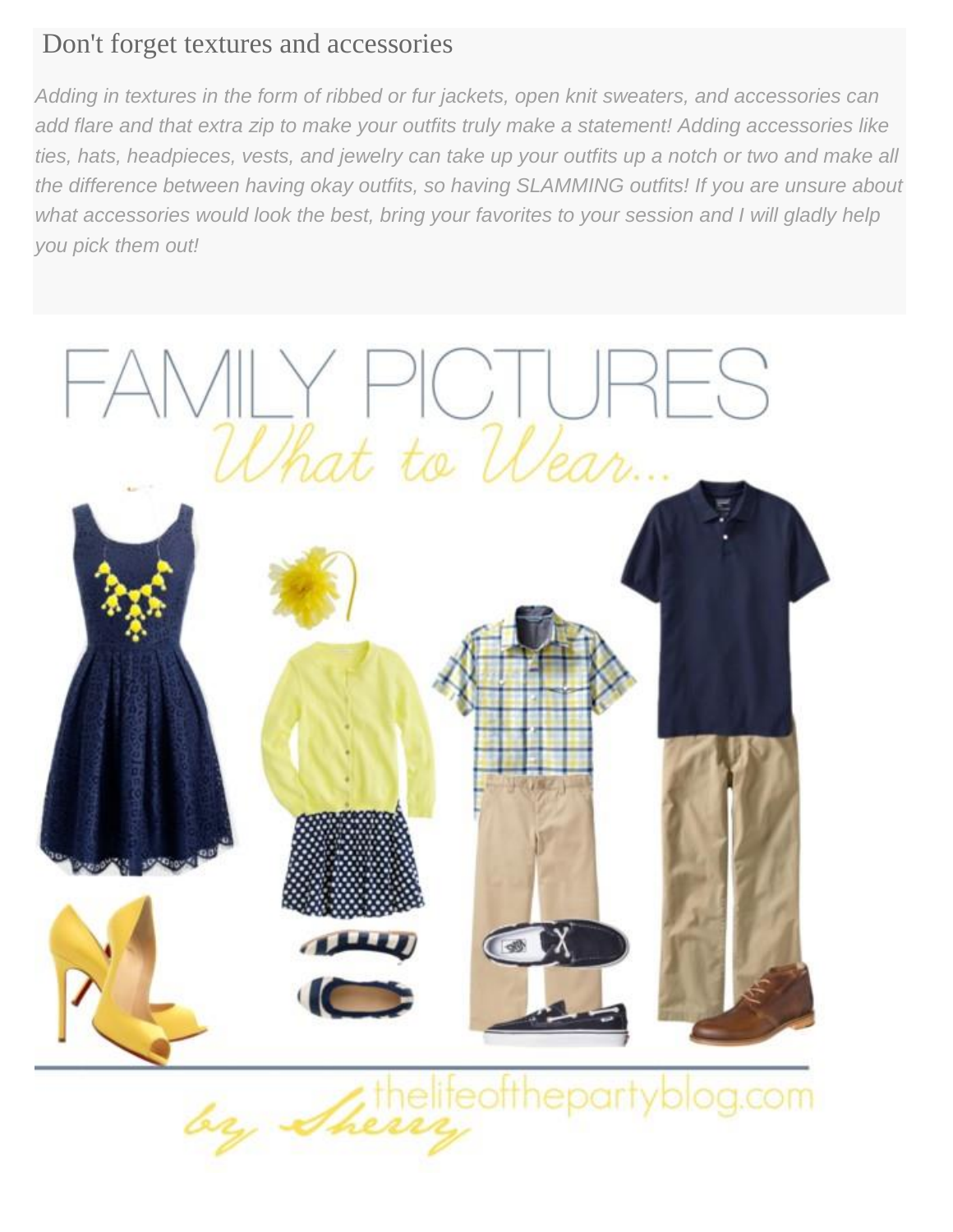## Don't forget textures and accessories

*Adding in textures in the form of ribbed or fur jackets, open knit sweaters, and accessories can add flare and that extra zip to make your outfits truly make a statement! Adding accessories like ties, hats, headpieces, vests, and jewelry can take up your outfits up a notch or two and make all the difference between having okay outfits, so having SLAMMING outfits! If you are unsure about what accessories would look the best, bring your favorites to your session and I will gladly help you pick them out!*

FAMILY PICTURES

What to Wear...

by Sherry thelifeofthepartyblog.com